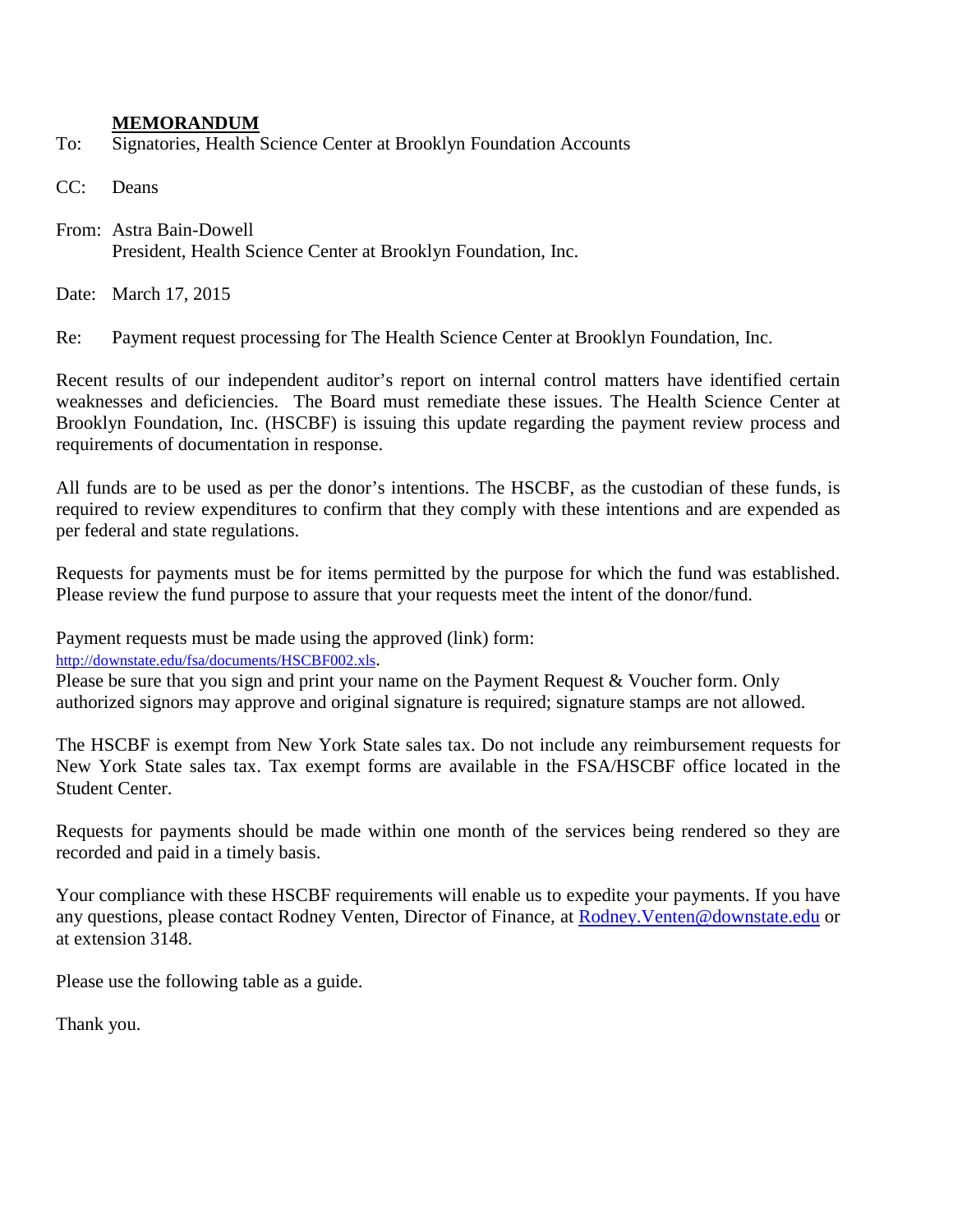**MEMORANDUM**

To: Signatories, Health Science Center at Brooklyn Foundation Accounts

CC: Deans

From: Astra Bain-Dowell
President, Health Science Center at Brooklyn Foundation, Inc.

Date: March 17, 2015

Re: Payment request processing for The Health Science Center at Brooklyn Foundation, Inc.

Recent results of our independent auditor's report on internal control matters have identified certain weaknesses and deficiencies. The Board must remediate these issues. The Health Science Center at Brooklyn Foundation, Inc. (HSCBF) is issuing this update regarding the payment review process and requirements of documentation in response.

All funds are to be used as per the donor's intentions. The HSCBF, as the custodian of these funds, is required to review expenditures to confirm that they comply with these intentions and are expended as per federal and state regulations.

Requests for payments must be for items permitted by the purpose for which the fund was established. Please review the fund purpose to assure that your requests meet the intent of the donor/fund.

Payment requests must be made using the approved (link) form:
http://downstate.edu/fsa/documents/HSCBF002.xls.
Please be sure that you sign and print your name on the Payment Request & Voucher form. Only authorized signors may approve and original signature is required; signature stamps are not allowed.

The HSCBF is exempt from New York State sales tax. Do not include any reimbursement requests for New York State sales tax. Tax exempt forms are available in the FSA/HSCBF office located in the Student Center.

Requests for payments should be made within one month of the services being rendered so they are recorded and paid in a timely basis.

Your compliance with these HSCBF requirements will enable us to expedite your payments. If you have any questions, please contact Rodney Venten, Director of Finance, at Rodney.Venten@downstate.edu or at extension 3148.

Please use the following table as a guide.

Thank you.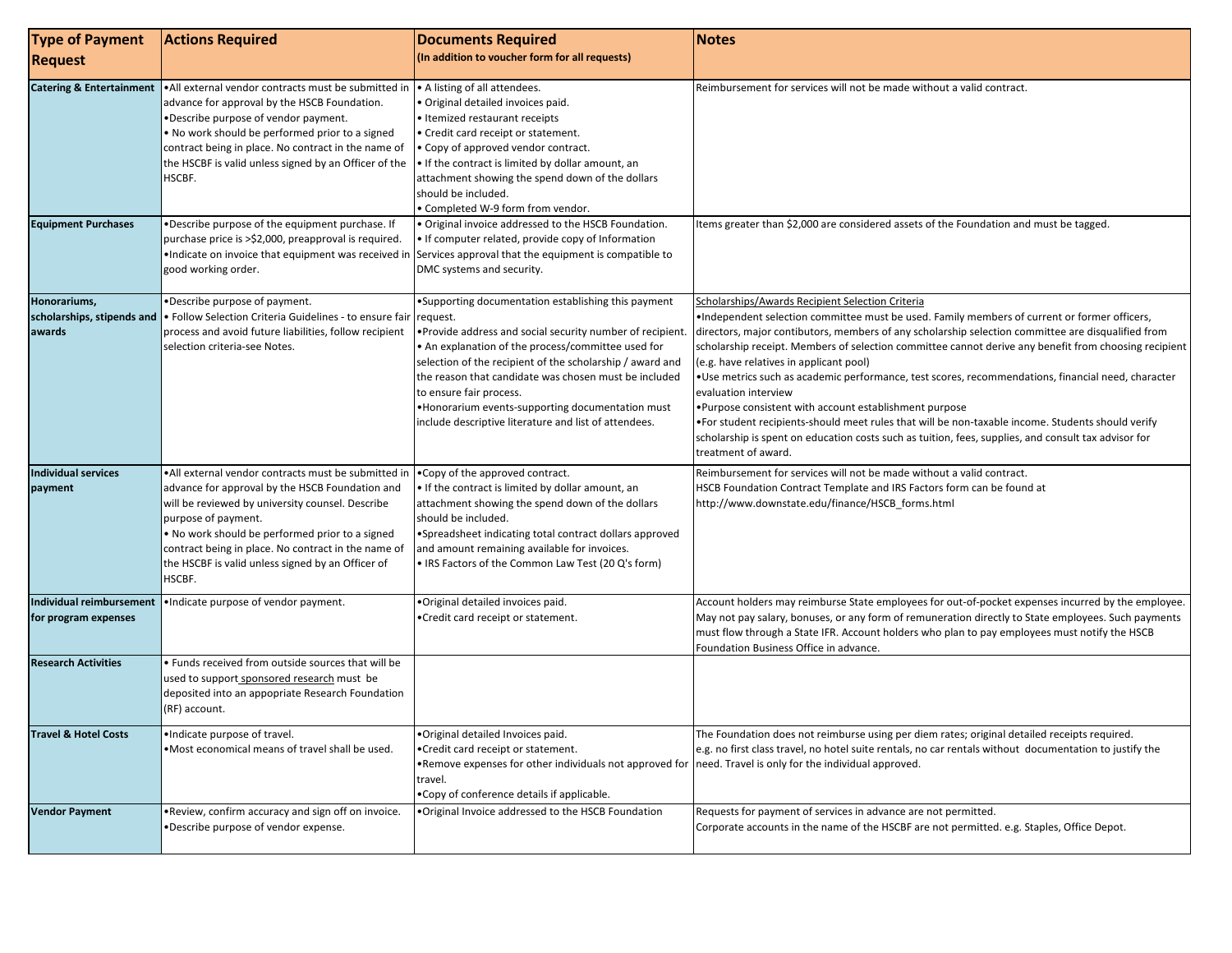| Type of Payment Request | Actions Required | Documents Required<br>(In addition to voucher form for all requests) | Notes |
|---|---|---|---|
| **Catering & Entertainment** | •All external vendor contracts must be submitted in advance for approval by the HSCB Foundation.<br>•Describe purpose of vendor payment.<br>• No work should be performed prior to a signed contract being in place. No contract in the name of the HSCBF is valid unless signed by an Officer of the HSCBF. | • A listing of all attendees.<br>• Original detailed invoices paid.<br>• Itemized restaurant receipts<br>• Credit card receipt or statement.<br>• Copy of approved vendor contract.<br>• If the contract is limited by dollar amount, an attachment showing the spend down of the dollars should be included.<br>• Completed W-9 form from vendor. | Reimbursement for services will not be made without a valid contract. |
| **Equipment Purchases** | •Describe purpose of the equipment purchase. If purchase price is >$2,000, preapproval is required.<br>•Indicate on invoice that equipment was received in good working order. | • Original invoice addressed to the HSCB Foundation.<br>• If computer related, provide copy of Information Services approval that the equipment is compatible to DMC systems and security. | Items greater than $2,000 are considered assets of the Foundation and must be tagged. |
| **Honorariums, scholarships, stipends and awards** | •Describe purpose of payment.<br>• Follow Selection Criteria Guidelines - to ensure fair process and avoid future liabilities, follow recipient selection criteria-see Notes. | •Supporting documentation establishing this payment request.<br>•Provide address and social security number of recipient.<br>• An explanation of the process/committee used for selection of the recipient of the scholarship / award and the reason that candidate was chosen must be included to ensure fair process.<br>•Honorarium events-supporting documentation must include descriptive literature and list of attendees. | Scholarships/Awards Recipient Selection Criteria<br>•Independent selection committee must be used. Family members of current or former officers, directors, major contibutors, members of any scholarship selection committee are disqualified from scholarship receipt. Members of selection committee cannot derive any benefit from choosing recipient (e.g. have relatives in applicant pool)<br>•Use metrics such as academic performance, test scores, recommendations, financial need, character evaluation interview<br>•Purpose consistent with account establishment purpose<br>•For student recipients-should meet rules that will be non-taxable income. Students should verify scholarship is spent on education costs such as tuition, fees, supplies, and consult tax advisor for treatment of award. |
| **Individual services payment** | •All external vendor contracts must be submitted in advance for approval by the HSCB Foundation and will be reviewed by university counsel. Describe purpose of payment.<br>• No work should be performed prior to a signed contract being in place. No contract in the name of the HSCBF is valid unless signed by an Officer of HSCBF. | •Copy of the approved contract.<br>• If the contract is limited by dollar amount, an attachment showing the spend down of the dollars should be included.<br>•Spreadsheet indicating total contract dollars approved and amount remaining available for invoices.<br>• IRS Factors of the Common Law Test (20 Q's form) | Reimbursement for services will not be made without a valid contract.<br>HSCB Foundation Contract Template and IRS Factors form can be found at http://www.downstate.edu/finance/HSCB_forms.html |
| **Individual reimbursement for program expenses** | •Indicate purpose of vendor payment. | •Original detailed invoices paid.<br>•Credit card receipt or statement. | Account holders may reimburse State employees for out-of-pocket expenses incurred by the employee. May not pay salary, bonuses, or any form of remuneration directly to State employees. Such payments must flow through a State IFR. Account holders who plan to pay employees must notify the HSCB Foundation Business Office in advance. |
| **Research Activities** | • Funds received from outside sources that will be used to support sponsored research must be deposited into an appopriate Research Foundation (RF) account. | | |
| **Travel & Hotel Costs** | •Indicate purpose of travel.<br>•Most economical means of travel shall be used. | •Original detailed Invoices paid.<br>•Credit card receipt or statement.<br>•Remove expenses for other individuals not approved for travel.<br>•Copy of conference details if applicable. | The Foundation does not reimburse using per diem rates; original detailed receipts required.<br>e.g. no first class travel, no hotel suite rentals, no car rentals without documentation to justify the need. Travel is only for the individual approved. |
| **Vendor Payment** | •Review, confirm accuracy and sign off on invoice.<br>•Describe purpose of vendor expense. | •Original Invoice addressed to the HSCB Foundation | Requests for payment of services in advance are not permitted.<br>Corporate accounts in the name of the HSCBF are not permitted. e.g. Staples, Office Depot. |